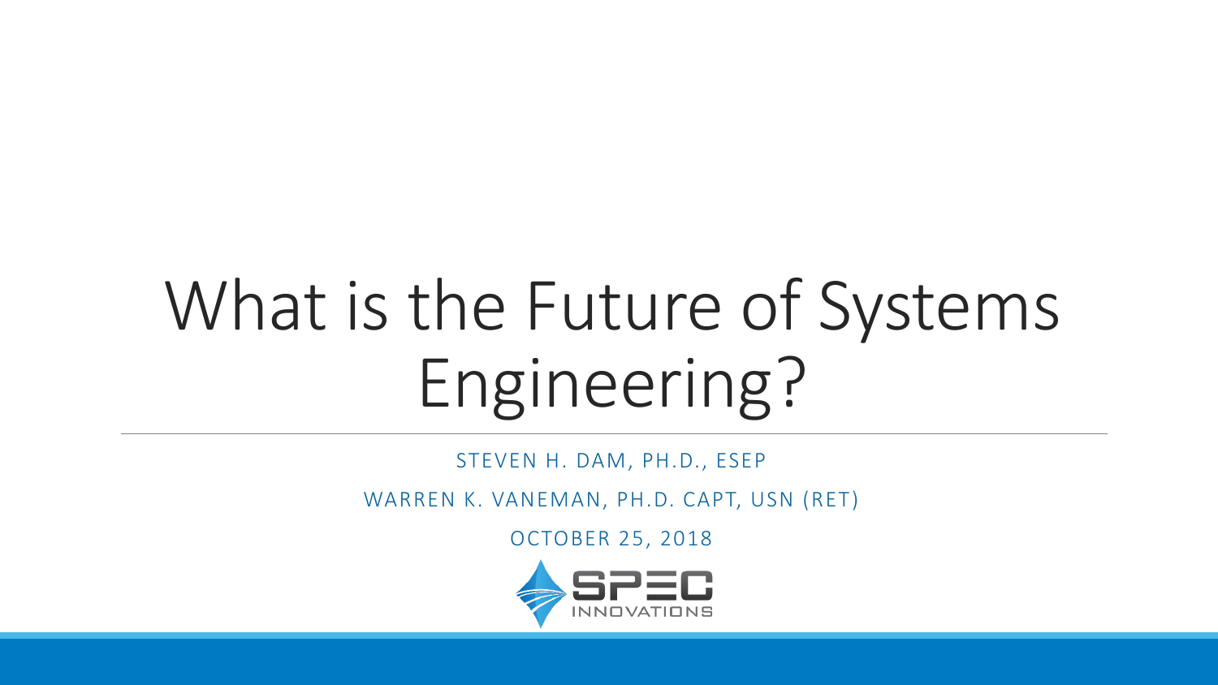# What is the Future of Systems Engineering?

STEVEN H. DAM, PH.D., ESEP

WARREN K. VANEMAN, PH.D. CAPT, USN (RET)

OCTOBER 25, 2018

SPEC INNOVATIONS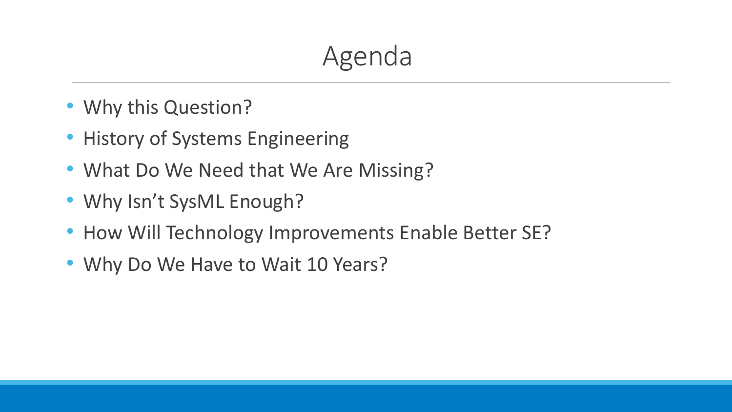# Agenda

- Why this Question?
- History of Systems Engineering
- What Do We Need that We Are Missing?
- Why Isn't SysML Enough?
- How Will Technology Improvements Enable Better SE?
- Why Do We Have to Wait 10 Years?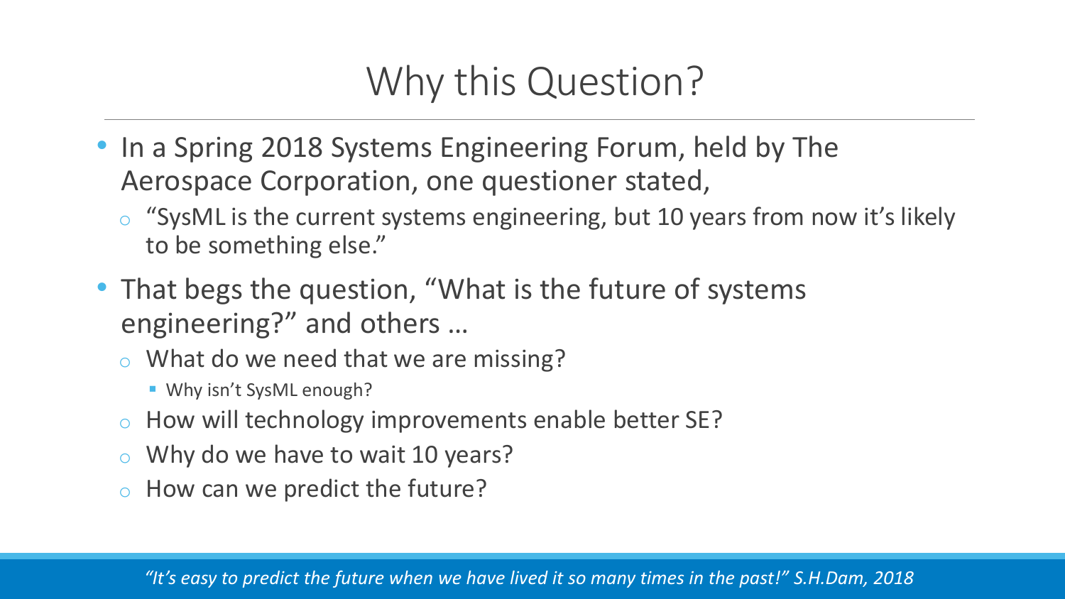# Why this Question?

- In a Spring 2018 Systems Engineering Forum, held by The Aerospace Corporation, one questioner stated,
  - "SysML is the current systems engineering, but 10 years from now it's likely to be something else."
- That begs the question, "What is the future of systems engineering?" and others …
  - What do we need that we are missing?
    - Why isn't SysML enough?
  - How will technology improvements enable better SE?
  - Why do we have to wait 10 years?
  - How can we predict the future?

*"It's easy to predict the future when we have lived it so many times in the past!" S.H.Dam, 2018*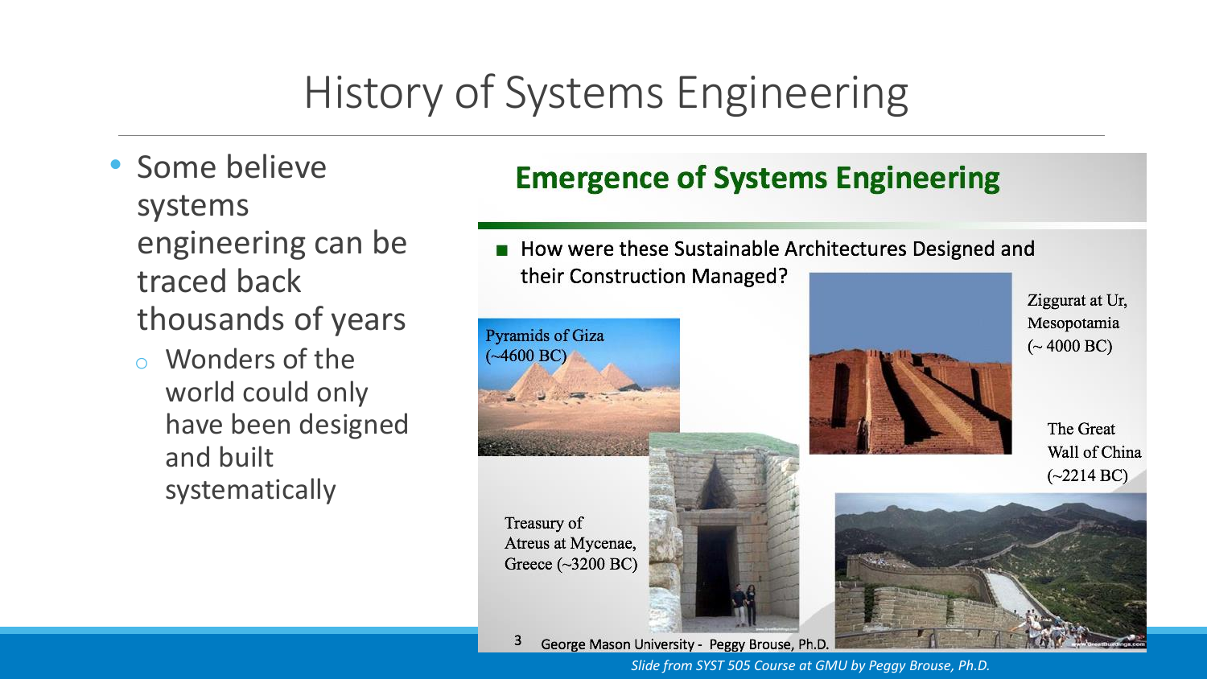# History of Systems Engineering

- Some believe systems engineering can be traced back thousands of years
  - Wonders of the world could only have been designed and built systematically

## Emergence of Systems Engineering

- How were these Sustainable Architectures Designed and their Construction Managed?

Pyramids of Giza (~4600 BC)

Ziggurat at Ur, Mesopotamia (~ 4000 BC)

The Great Wall of China (~2214 BC)

Treasury of Atreus at Mycenae, Greece (~3200 BC)

George Mason University - Peggy Brouse, Ph.D.

*Slide from SYST 505 Course at GMU by Peggy Brouse, Ph.D.*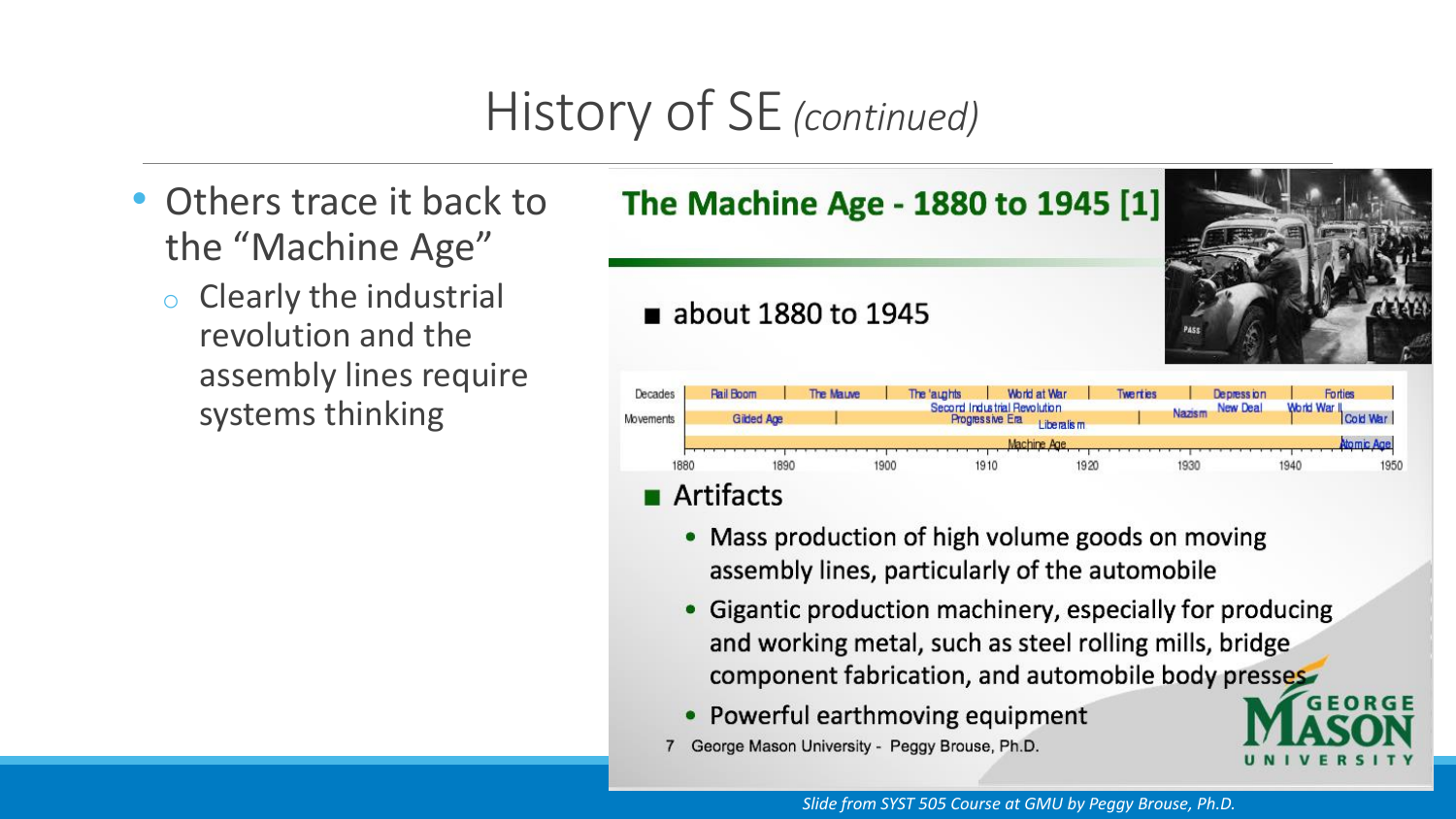# History of SE *(continued)*

- Others trace it back to the "Machine Age"
  - Clearly the industrial revolution and the assembly lines require systems thinking

## The Machine Age - 1880 to 1945 [1]

- about 1880 to 1945

| Decades | Rail Boom | The Mauve | The 'aughts | World at War | Twenties | Depression | Forties |
|---|---|---|---|---|---|---|---|
| Movements | Gilded Age | | Second Industrial Revolution / Progressive Era | Liberalism | | Nazism / New Deal | World War II / Cold War |
| | Machine Age | | | | | | Atomic Age |
| | 1880 | 1890 | 1900 | 1910 | 1920 | 1930 | 1940 / 1950 |

- Artifacts
  - Mass production of high volume goods on moving assembly lines, particularly of the automobile
  - Gigantic production machinery, especially for producing and working metal, such as steel rolling mills, bridge component fabrication, and automobile body presses
  - Powerful earthmoving equipment

7 George Mason University - Peggy Brouse, Ph.D.

GEORGE MASON UNIVERSITY

*Slide from SYST 505 Course at GMU by Peggy Brouse, Ph.D.*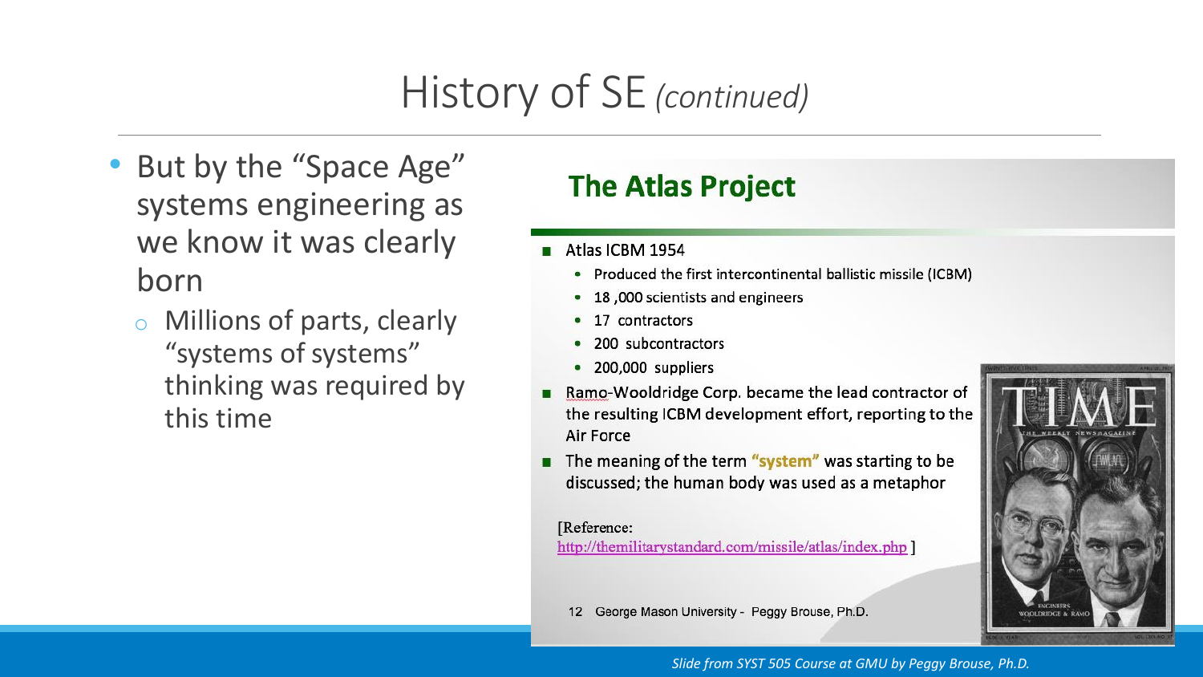# History of SE *(continued)*

- But by the "Space Age" systems engineering as we know it was clearly born
  - Millions of parts, clearly "systems of systems" thinking was required by this time

## The Atlas Project

- Atlas ICBM 1954
  - Produced the first intercontinental ballistic missile (ICBM)
  - 18 ,000 scientists and engineers
  - 17 contractors
  - 200 subcontractors
  - 200,000 suppliers
- Ramo-Wooldridge Corp. became the lead contractor of the resulting ICBM development effort, reporting to the Air Force
- The meaning of the term **"system"** was starting to be discussed; the human body was used as a metaphor

[Reference: http://themilitarystandard.com/missile/atlas/index.php ]

12 George Mason University - Peggy Brouse, Ph.D.

*Slide from SYST 505 Course at GMU by Peggy Brouse, Ph.D.*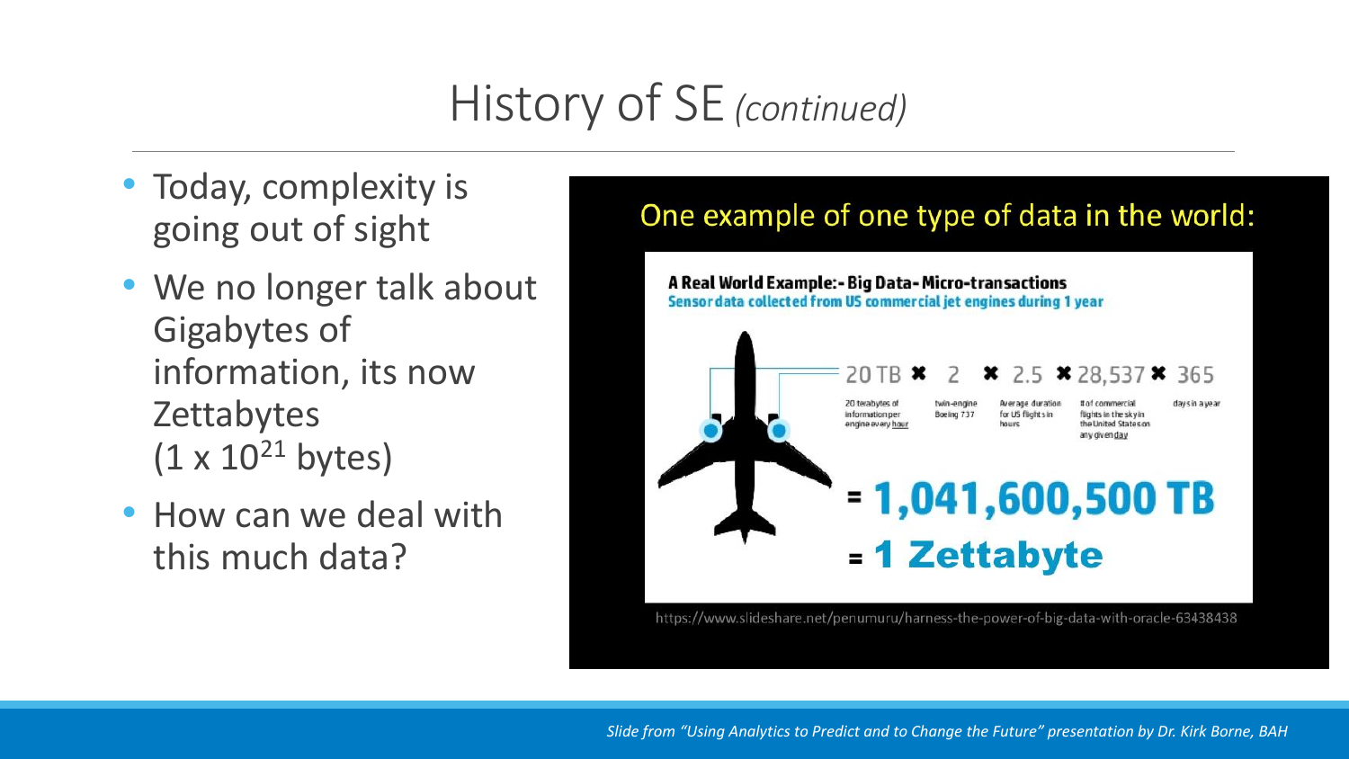# History of SE *(continued)*

- Today, complexity is going out of sight
- We no longer talk about Gigabytes of information, its now Zettabytes ($1 \times 10^{21}$ bytes)
- How can we deal with this much data?

One example of one type of data in the world:

**A Real World Example:- Big Data- Micro-transactions**
**Sensor data collected from US commercial jet engines during 1 year**

20 TB ✖ 2 ✖ 2.5 ✖ 28,537 ✖ 365

| 20 TB | 2 | 2.5 | 28,537 | 365 |
| --- | --- | --- | --- | --- |
| 20 terabytes of information per engine every hour | twin-engine Boeing 737 | Average duration for US flights in hours | # of commercial flights in the sky in the United States on any given day | days in a year |

**= 1,041,600,500 TB**
**= 1 Zettabyte**

https://www.slideshare.net/penumuru/harness-the-power-of-big-data-with-oracle-63438438

*Slide from "Using Analytics to Predict and to Change the Future" presentation by Dr. Kirk Borne, BAH*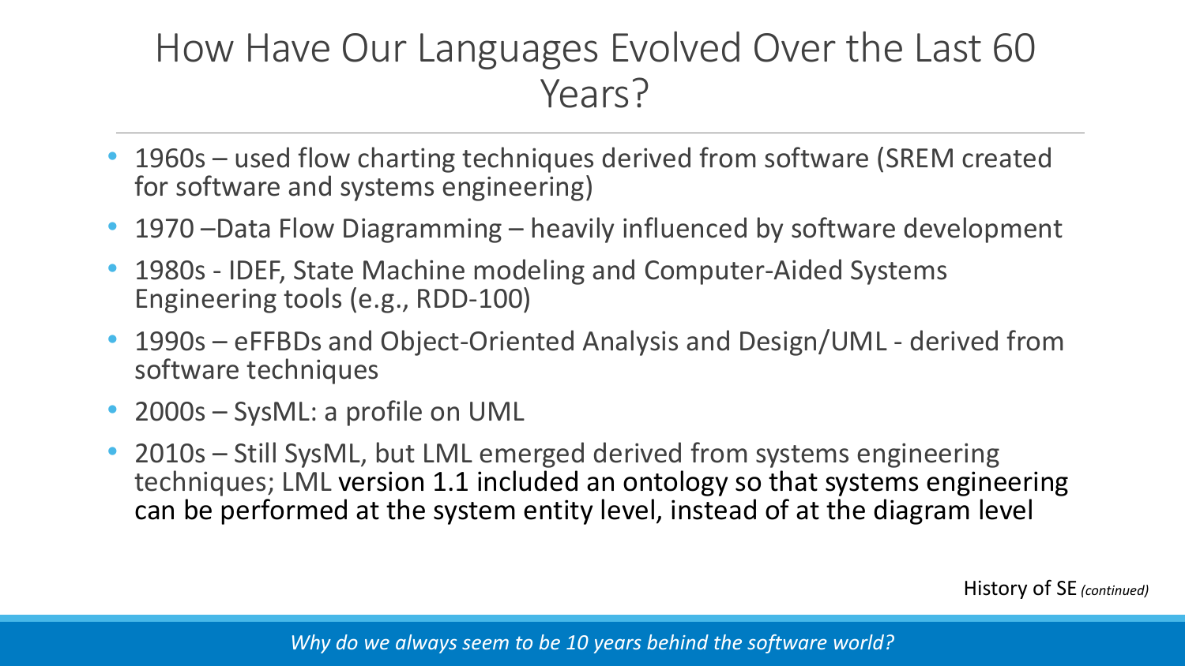# How Have Our Languages Evolved Over the Last 60 Years?

- 1960s – used flow charting techniques derived from software (SREM created for software and systems engineering)
- 1970 –Data Flow Diagramming – heavily influenced by software development
- 1980s - IDEF, State Machine modeling and Computer-Aided Systems Engineering tools (e.g., RDD-100)
- 1990s – eFFBDs and Object-Oriented Analysis and Design/UML - derived from software techniques
- 2000s – SysML: a profile on UML
- 2010s – Still SysML, but LML emerged derived from systems engineering techniques; LML version 1.1 included an ontology so that systems engineering can be performed at the system entity level, instead of at the diagram level

History of SE *(continued)*

*Why do we always seem to be 10 years behind the software world?*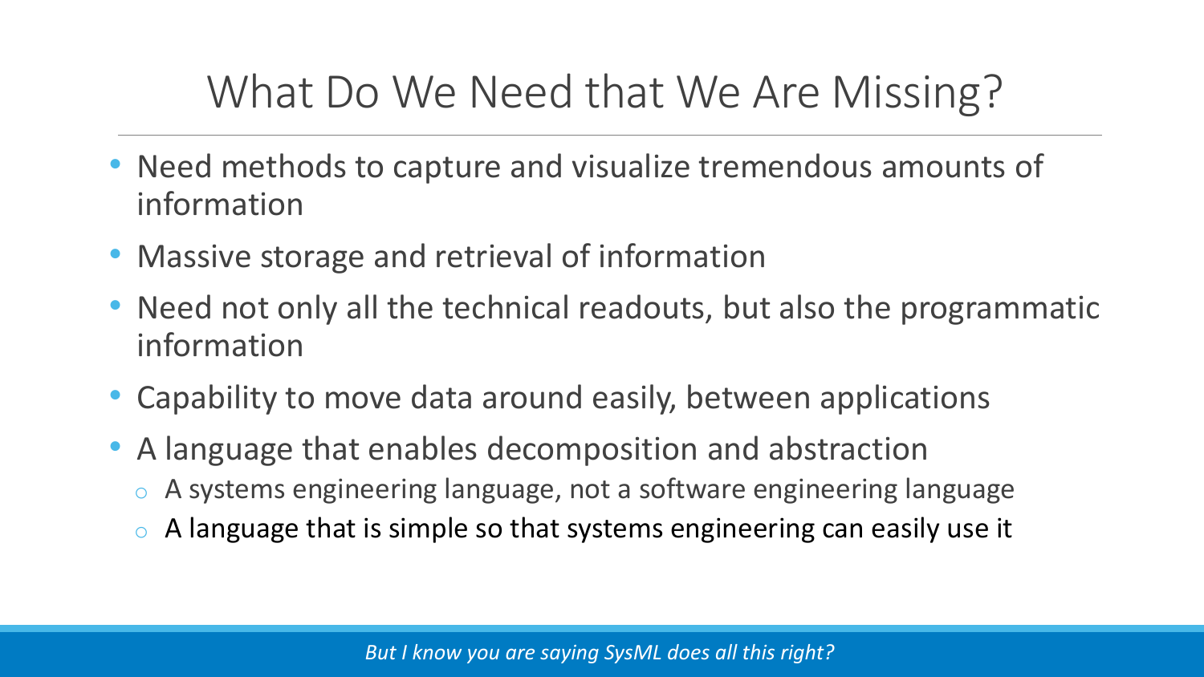# What Do We Need that We Are Missing?

- Need methods to capture and visualize tremendous amounts of information
- Massive storage and retrieval of information
- Need not only all the technical readouts, but also the programmatic information
- Capability to move data around easily, between applications
- A language that enables decomposition and abstraction
  - A systems engineering language, not a software engineering language
  - A language that is simple so that systems engineering can easily use it

*But I know you are saying SysML does all this right?*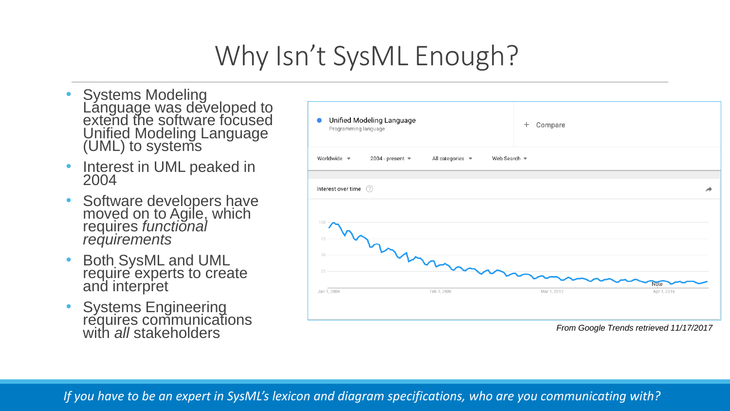# Why Isn't SysML Enough?

- Systems Modeling Language was developed to extend the software focused Unified Modeling Language (UML) to systems
- Interest in UML peaked in 2004
- Software developers have moved on to Agile, which requires *functional requirements*
- Both SysML and UML require experts to create and interpret
- Systems Engineering requires communications with *all* stakeholders

Unified Modeling Language
Programming language

+ Compare

Worldwide | 2004 - present | All categories | Web Search

Interest over time

100
75
50
25

Jan 1, 2004 | Feb 1, 2008 | Mar 1, 2012 | Apr 1, 2016

Note

*From Google Trends retrieved 11/17/2017*

*If you have to be an expert in SysML's lexicon and diagram specifications, who are you communicating with?*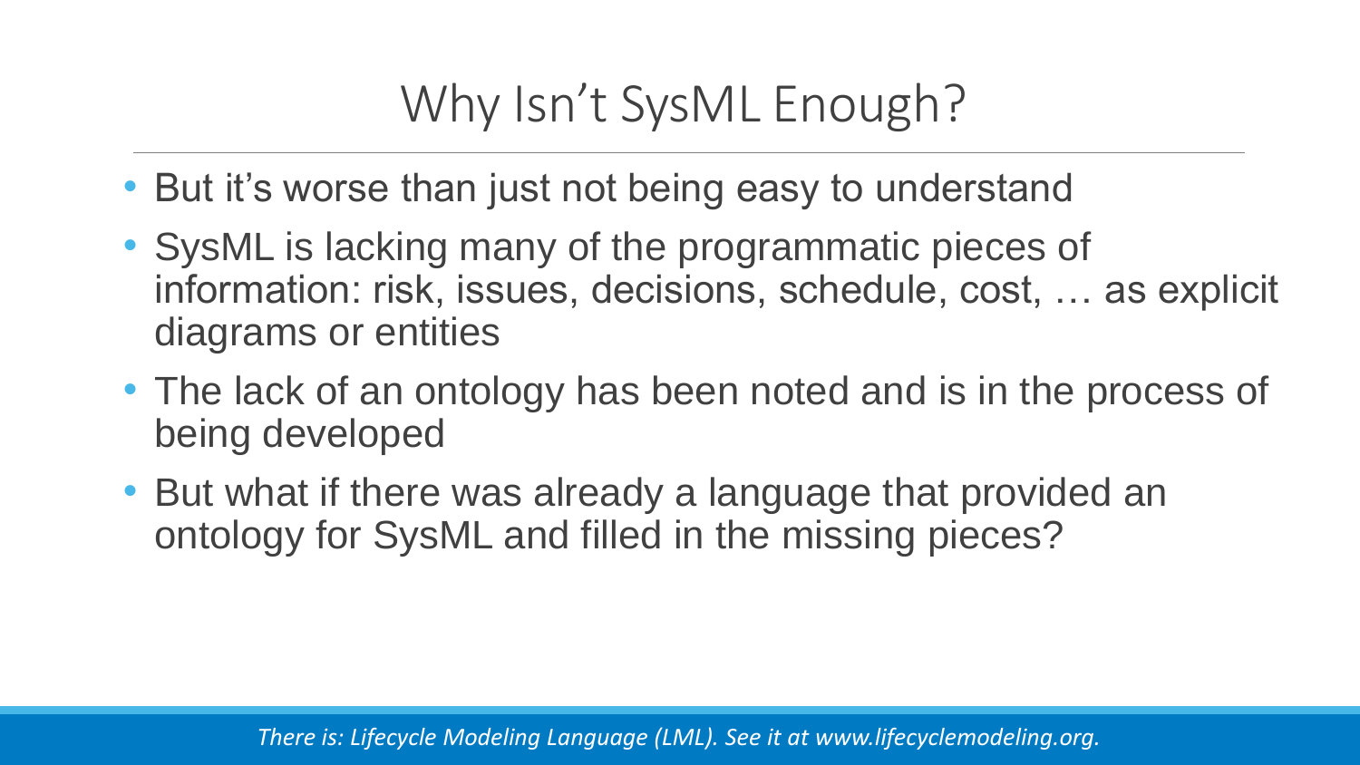# Why Isn't SysML Enough?

- But it's worse than just not being easy to understand
- SysML is lacking many of the programmatic pieces of information: risk, issues, decisions, schedule, cost, … as explicit diagrams or entities
- The lack of an ontology has been noted and is in the process of being developed
- But what if there was already a language that provided an ontology for SysML and filled in the missing pieces?

*There is: Lifecycle Modeling Language (LML). See it at www.lifecyclemodeling.org.*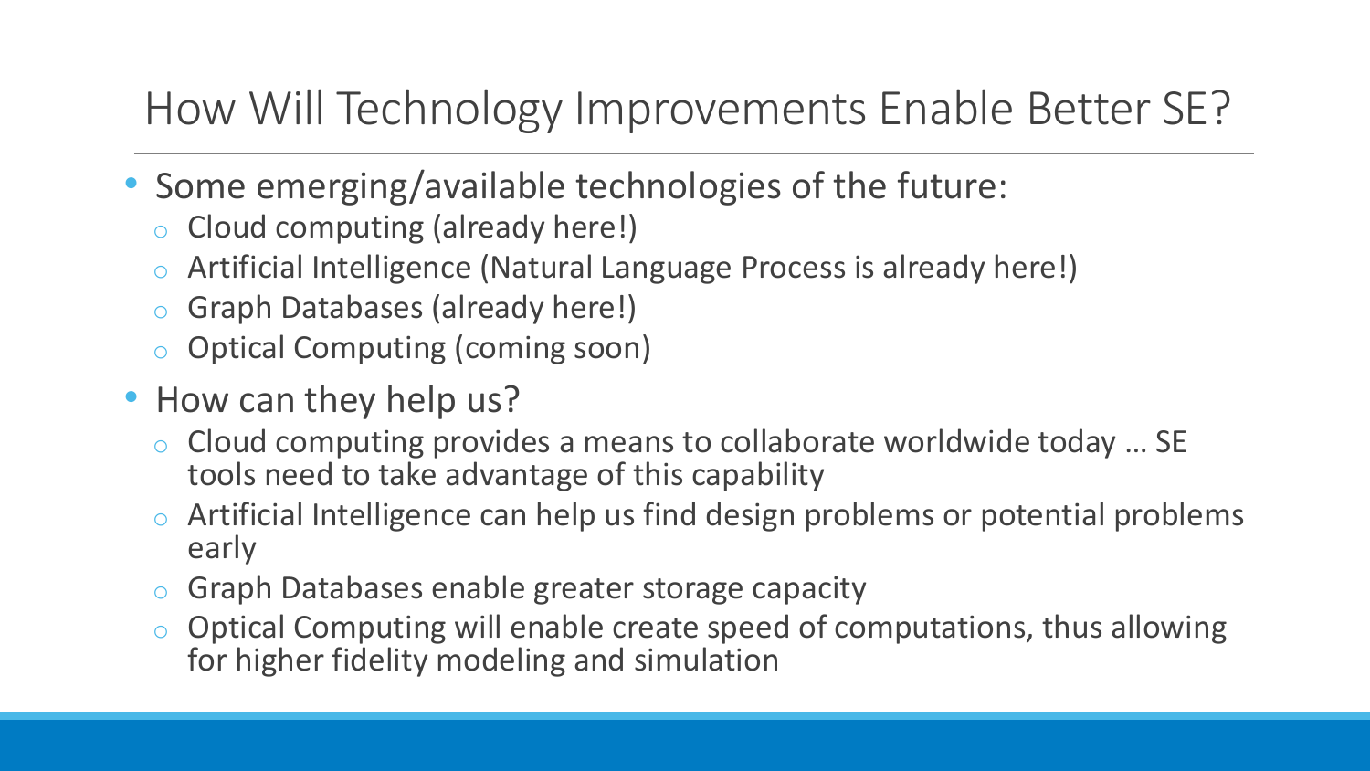# How Will Technology Improvements Enable Better SE?

- Some emerging/available technologies of the future:
  - Cloud computing (already here!)
  - Artificial Intelligence (Natural Language Process is already here!)
  - Graph Databases (already here!)
  - Optical Computing (coming soon)
- How can they help us?
  - Cloud computing provides a means to collaborate worldwide today … SE tools need to take advantage of this capability
  - Artificial Intelligence can help us find design problems or potential problems early
  - Graph Databases enable greater storage capacity
  - Optical Computing will enable create speed of computations, thus allowing for higher fidelity modeling and simulation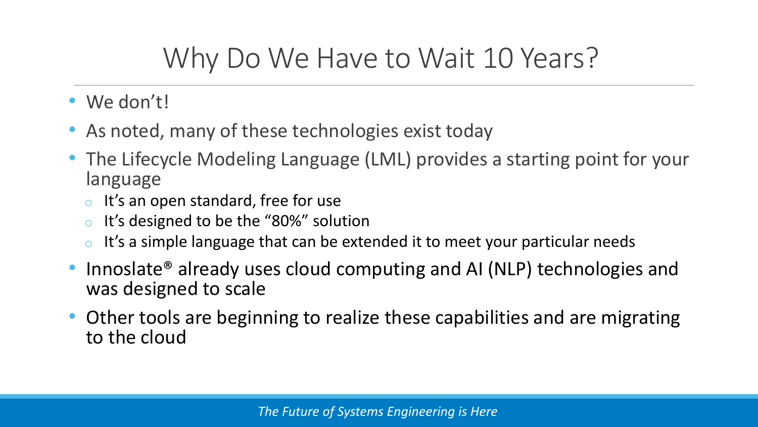# Why Do We Have to Wait 10 Years?

- We don't!
- As noted, many of these technologies exist today
- The Lifecycle Modeling Language (LML) provides a starting point for your language
  - It's an open standard, free for use
  - It's designed to be the "80%" solution
  - It's a simple language that can be extended it to meet your particular needs
- Innoslate® already uses cloud computing and AI (NLP) technologies and was designed to scale
- Other tools are beginning to realize these capabilities and are migrating to the cloud